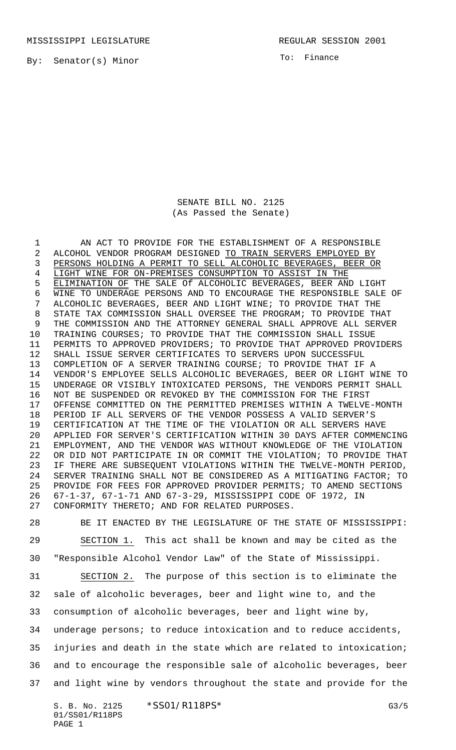MISSISSIPPI LEGISLATURE REGULAR SESSION 2001

By: Senator(s) Minor

To: Finance

SENATE BILL NO. 2125
(As Passed the Senate)

AN ACT TO PROVIDE FOR THE ESTABLISHMENT OF A RESPONSIBLE ALCOHOL VENDOR PROGRAM DESIGNED TO TRAIN SERVERS EMPLOYED BY PERSONS HOLDING A PERMIT TO SELL ALCOHOLIC BEVERAGES, BEER OR LIGHT WINE FOR ON-PREMISES CONSUMPTION TO ASSIST IN THE ELIMINATION OF THE SALE Of ALCOHOLIC BEVERAGES, BEER AND LIGHT WINE TO UNDERAGE PERSONS AND TO ENCOURAGE THE RESPONSIBLE SALE OF ALCOHOLIC BEVERAGES, BEER AND LIGHT WINE; TO PROVIDE THAT THE STATE TAX COMMISSION SHALL OVERSEE THE PROGRAM; TO PROVIDE THAT THE COMMISSION AND THE ATTORNEY GENERAL SHALL APPROVE ALL SERVER TRAINING COURSES; TO PROVIDE THAT THE COMMISSION SHALL ISSUE PERMITS TO APPROVED PROVIDERS; TO PROVIDE THAT APPROVED PROVIDERS SHALL ISSUE SERVER CERTIFICATES TO SERVERS UPON SUCCESSFUL COMPLETION OF A SERVER TRAINING COURSE; TO PROVIDE THAT IF A VENDOR'S EMPLOYEE SELLS ALCOHOLIC BEVERAGES, BEER OR LIGHT WINE TO UNDERAGE OR VISIBLY INTOXICATED PERSONS, THE VENDORS PERMIT SHALL NOT BE SUSPENDED OR REVOKED BY THE COMMISSION FOR THE FIRST OFFENSE COMMITTED ON THE PERMITTED PREMISES WITHIN A TWELVE-MONTH PERIOD IF ALL SERVERS OF THE VENDOR POSSESS A VALID SERVER'S CERTIFICATION AT THE TIME OF THE VIOLATION OR ALL SERVERS HAVE APPLIED FOR SERVER'S CERTIFICATION WITHIN 30 DAYS AFTER COMMENCING EMPLOYMENT, AND THE VENDOR WAS WITHOUT KNOWLEDGE OF THE VIOLATION OR DID NOT PARTICIPATE IN OR COMMIT THE VIOLATION; TO PROVIDE THAT IF THERE ARE SUBSEQUENT VIOLATIONS WITHIN THE TWELVE-MONTH PERIOD, SERVER TRAINING SHALL NOT BE CONSIDERED AS A MITIGATING FACTOR; TO PROVIDE FOR FEES FOR APPROVED PROVIDER PERMITS; TO AMEND SECTIONS 67-1-37, 67-1-71 AND 67-3-29, MISSISSIPPI CODE OF 1972, IN CONFORMITY THERETO; AND FOR RELATED PURPOSES.

BE IT ENACTED BY THE LEGISLATURE OF THE STATE OF MISSISSIPPI:

SECTION 1. This act shall be known and may be cited as the "Responsible Alcohol Vendor Law" of the State of Mississippi.

SECTION 2. The purpose of this section is to eliminate the sale of alcoholic beverages, beer and light wine to, and the consumption of alcoholic beverages, beer and light wine by, underage persons; to reduce intoxication and to reduce accidents, injuries and death in the state which are related to intoxication; and to encourage the responsible sale of alcoholic beverages, beer and light wine by vendors throughout the state and provide for the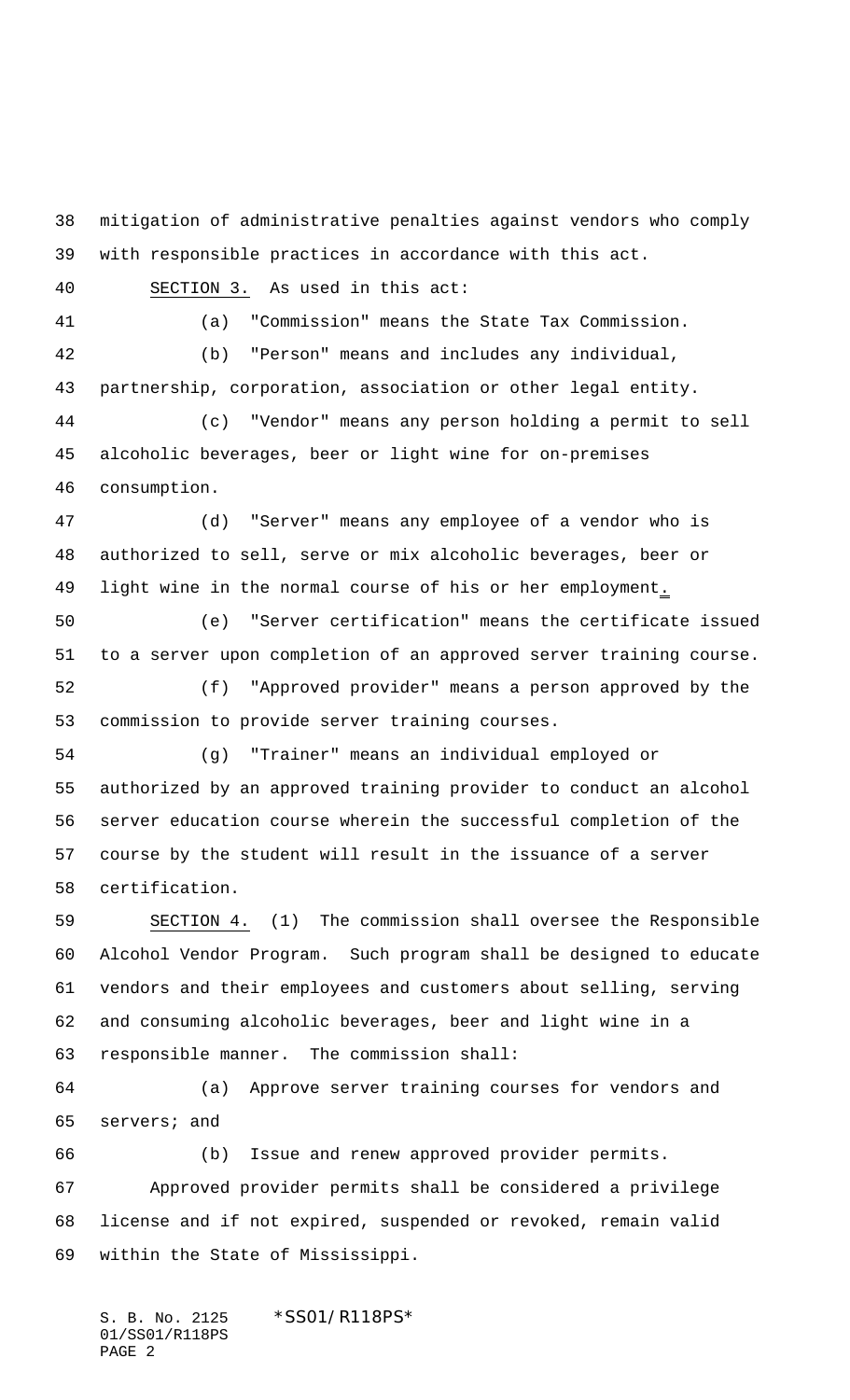mitigation of administrative penalties against vendors who comply with responsible practices in accordance with this act.

SECTION 3. As used in this act:

(a) "Commission" means the State Tax Commission.

(b) "Person" means and includes any individual, partnership, corporation, association or other legal entity.

(c) "Vendor" means any person holding a permit to sell alcoholic beverages, beer or light wine for on-premises consumption.

(d) "Server" means any employee of a vendor who is authorized to sell, serve or mix alcoholic beverages, beer or light wine in the normal course of his or her employment.

(e) "Server certification" means the certificate issued to a server upon completion of an approved server training course.

(f) "Approved provider" means a person approved by the commission to provide server training courses.

(g) "Trainer" means an individual employed or authorized by an approved training provider to conduct an alcohol server education course wherein the successful completion of the course by the student will result in the issuance of a server certification.

SECTION 4. (1) The commission shall oversee the Responsible Alcohol Vendor Program. Such program shall be designed to educate vendors and their employees and customers about selling, serving and consuming alcoholic beverages, beer and light wine in a responsible manner. The commission shall:

(a) Approve server training courses for vendors and servers; and

(b) Issue and renew approved provider permits.

Approved provider permits shall be considered a privilege license and if not expired, suspended or revoked, remain valid within the State of Mississippi.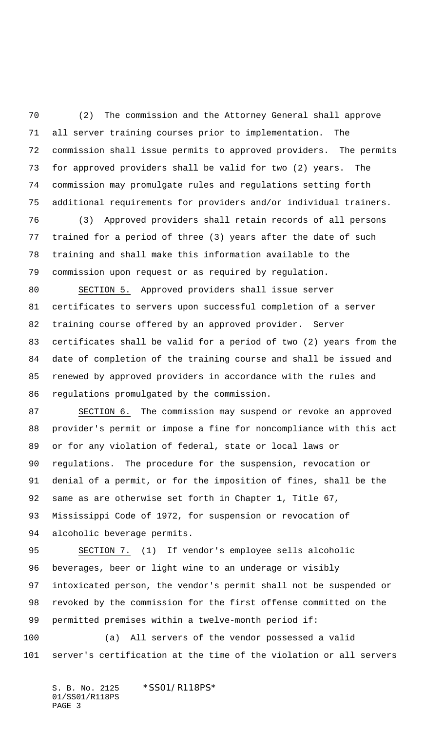(2) The commission and the Attorney General shall approve all server training courses prior to implementation. The commission shall issue permits to approved providers. The permits for approved providers shall be valid for two (2) years. The commission may promulgate rules and regulations setting forth additional requirements for providers and/or individual trainers.

(3) Approved providers shall retain records of all persons trained for a period of three (3) years after the date of such training and shall make this information available to the commission upon request or as required by regulation.

SECTION 5. Approved providers shall issue server certificates to servers upon successful completion of a server training course offered by an approved provider. Server certificates shall be valid for a period of two (2) years from the date of completion of the training course and shall be issued and renewed by approved providers in accordance with the rules and regulations promulgated by the commission.

SECTION 6. The commission may suspend or revoke an approved provider's permit or impose a fine for noncompliance with this act or for any violation of federal, state or local laws or regulations. The procedure for the suspension, revocation or denial of a permit, or for the imposition of fines, shall be the same as are otherwise set forth in Chapter 1, Title 67, Mississippi Code of 1972, for suspension or revocation of alcoholic beverage permits.

SECTION 7. (1) If vendor's employee sells alcoholic beverages, beer or light wine to an underage or visibly intoxicated person, the vendor's permit shall not be suspended or revoked by the commission for the first offense committed on the permitted premises within a twelve-month period if:

(a) All servers of the vendor possessed a valid server's certification at the time of the violation or all servers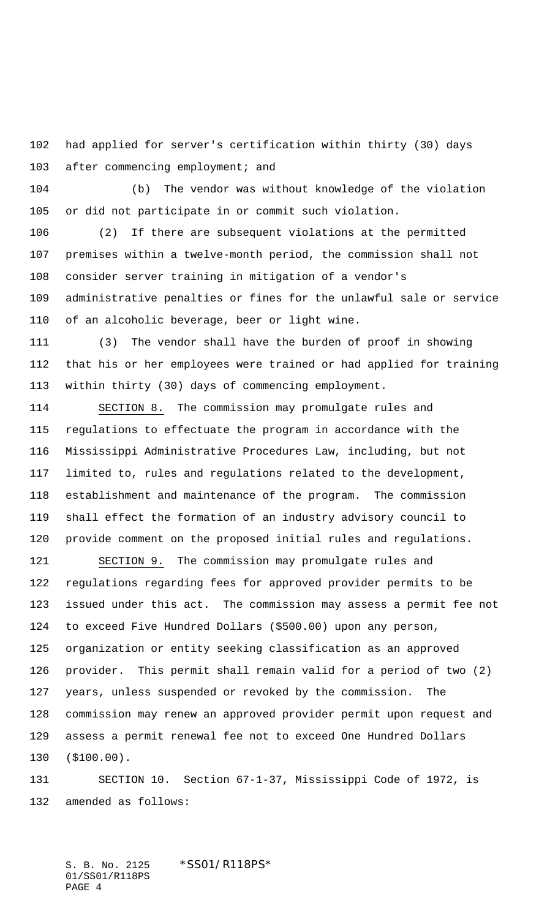had applied for server's certification within thirty (30) days after commencing employment; and

(b) The vendor was without knowledge of the violation or did not participate in or commit such violation.

(2) If there are subsequent violations at the permitted premises within a twelve-month period, the commission shall not consider server training in mitigation of a vendor's administrative penalties or fines for the unlawful sale or service of an alcoholic beverage, beer or light wine.

(3) The vendor shall have the burden of proof in showing that his or her employees were trained or had applied for training within thirty (30) days of commencing employment.

SECTION 8. The commission may promulgate rules and regulations to effectuate the program in accordance with the Mississippi Administrative Procedures Law, including, but not limited to, rules and regulations related to the development, establishment and maintenance of the program. The commission shall effect the formation of an industry advisory council to provide comment on the proposed initial rules and regulations.

SECTION 9. The commission may promulgate rules and regulations regarding fees for approved provider permits to be issued under this act. The commission may assess a permit fee not to exceed Five Hundred Dollars ($500.00) upon any person, organization or entity seeking classification as an approved provider. This permit shall remain valid for a period of two (2) years, unless suspended or revoked by the commission. The commission may renew an approved provider permit upon request and assess a permit renewal fee not to exceed One Hundred Dollars ($100.00).

SECTION 10. Section 67-1-37, Mississippi Code of 1972, is amended as follows: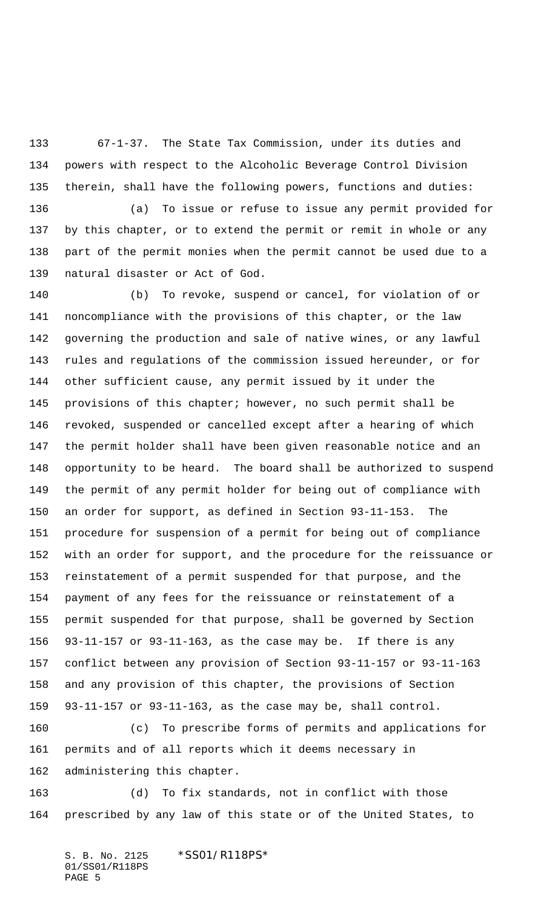67-1-37. The State Tax Commission, under its duties and powers with respect to the Alcoholic Beverage Control Division therein, shall have the following powers, functions and duties:

(a) To issue or refuse to issue any permit provided for by this chapter, or to extend the permit or remit in whole or any part of the permit monies when the permit cannot be used due to a natural disaster or Act of God.

(b) To revoke, suspend or cancel, for violation of or noncompliance with the provisions of this chapter, or the law governing the production and sale of native wines, or any lawful rules and regulations of the commission issued hereunder, or for other sufficient cause, any permit issued by it under the provisions of this chapter; however, no such permit shall be revoked, suspended or cancelled except after a hearing of which the permit holder shall have been given reasonable notice and an opportunity to be heard. The board shall be authorized to suspend the permit of any permit holder for being out of compliance with an order for support, as defined in Section 93-11-153. The procedure for suspension of a permit for being out of compliance with an order for support, and the procedure for the reissuance or reinstatement of a permit suspended for that purpose, and the payment of any fees for the reissuance or reinstatement of a permit suspended for that purpose, shall be governed by Section 93-11-157 or 93-11-163, as the case may be. If there is any conflict between any provision of Section 93-11-157 or 93-11-163 and any provision of this chapter, the provisions of Section 93-11-157 or 93-11-163, as the case may be, shall control.

(c) To prescribe forms of permits and applications for permits and of all reports which it deems necessary in administering this chapter.

(d) To fix standards, not in conflict with those prescribed by any law of this state or of the United States, to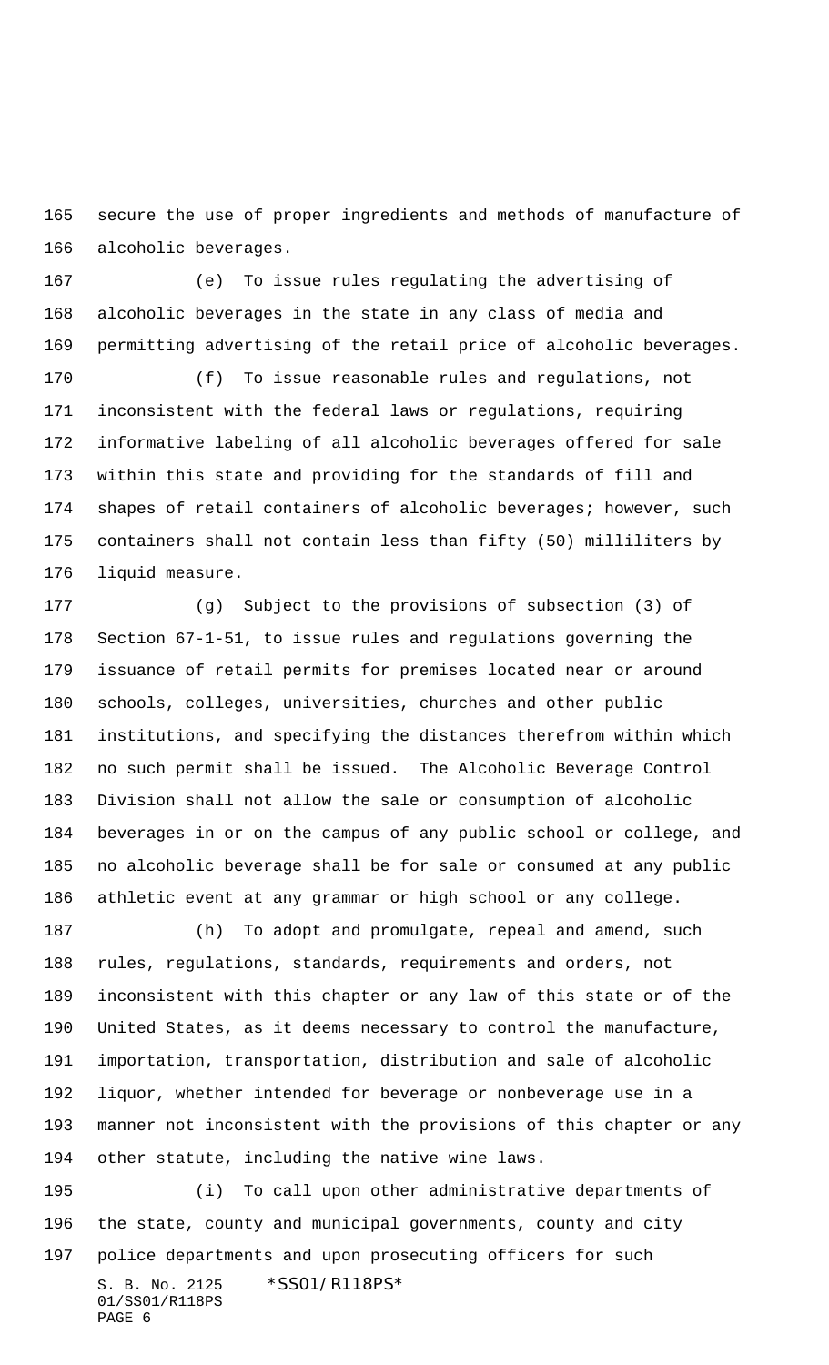secure the use of proper ingredients and methods of manufacture of alcoholic beverages.

(e) To issue rules regulating the advertising of alcoholic beverages in the state in any class of media and permitting advertising of the retail price of alcoholic beverages.

(f) To issue reasonable rules and regulations, not inconsistent with the federal laws or regulations, requiring informative labeling of all alcoholic beverages offered for sale within this state and providing for the standards of fill and shapes of retail containers of alcoholic beverages; however, such containers shall not contain less than fifty (50) milliliters by liquid measure.

(g) Subject to the provisions of subsection (3) of Section 67-1-51, to issue rules and regulations governing the issuance of retail permits for premises located near or around schools, colleges, universities, churches and other public institutions, and specifying the distances therefrom within which no such permit shall be issued. The Alcoholic Beverage Control Division shall not allow the sale or consumption of alcoholic beverages in or on the campus of any public school or college, and no alcoholic beverage shall be for sale or consumed at any public athletic event at any grammar or high school or any college.

(h) To adopt and promulgate, repeal and amend, such rules, regulations, standards, requirements and orders, not inconsistent with this chapter or any law of this state or of the United States, as it deems necessary to control the manufacture, importation, transportation, distribution and sale of alcoholic liquor, whether intended for beverage or nonbeverage use in a manner not inconsistent with the provisions of this chapter or any other statute, including the native wine laws.

(i) To call upon other administrative departments of the state, county and municipal governments, county and city police departments and upon prosecuting officers for such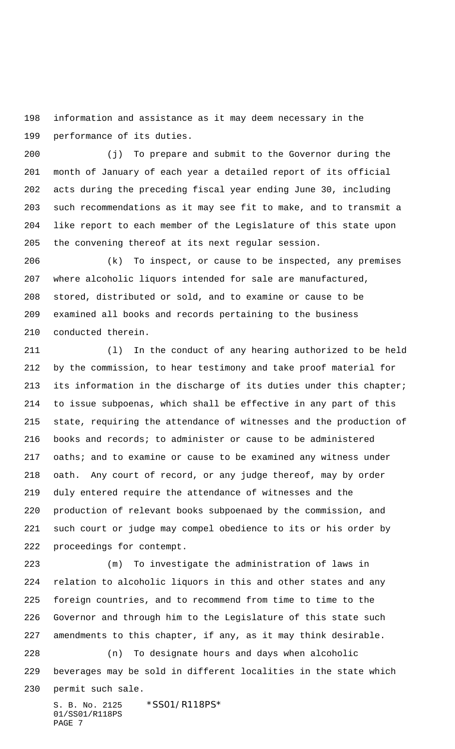information and assistance as it may deem necessary in the performance of its duties.

(j) To prepare and submit to the Governor during the month of January of each year a detailed report of its official acts during the preceding fiscal year ending June 30, including such recommendations as it may see fit to make, and to transmit a like report to each member of the Legislature of this state upon the convening thereof at its next regular session.

(k) To inspect, or cause to be inspected, any premises where alcoholic liquors intended for sale are manufactured, stored, distributed or sold, and to examine or cause to be examined all books and records pertaining to the business conducted therein.

(l) In the conduct of any hearing authorized to be held by the commission, to hear testimony and take proof material for its information in the discharge of its duties under this chapter; to issue subpoenas, which shall be effective in any part of this state, requiring the attendance of witnesses and the production of books and records; to administer or cause to be administered oaths; and to examine or cause to be examined any witness under oath. Any court of record, or any judge thereof, may by order duly entered require the attendance of witnesses and the production of relevant books subpoenaed by the commission, and such court or judge may compel obedience to its or his order by proceedings for contempt.

(m) To investigate the administration of laws in relation to alcoholic liquors in this and other states and any foreign countries, and to recommend from time to time to the Governor and through him to the Legislature of this state such amendments to this chapter, if any, as it may think desirable.

(n) To designate hours and days when alcoholic beverages may be sold in different localities in the state which permit such sale.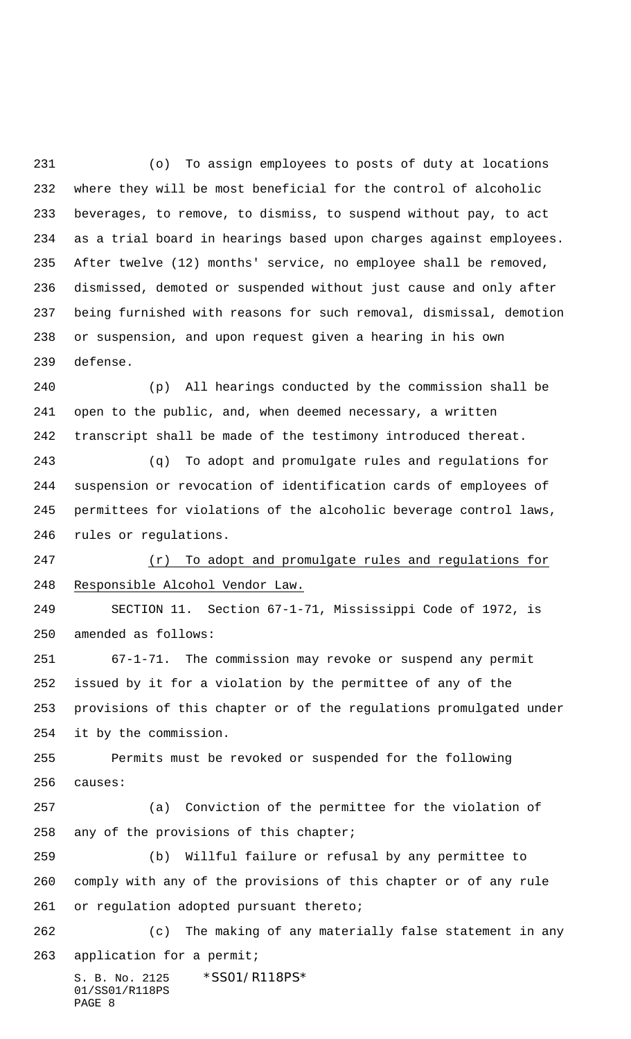(o) To assign employees to posts of duty at locations where they will be most beneficial for the control of alcoholic beverages, to remove, to dismiss, to suspend without pay, to act as a trial board in hearings based upon charges against employees. After twelve (12) months' service, no employee shall be removed, dismissed, demoted or suspended without just cause and only after being furnished with reasons for such removal, dismissal, demotion or suspension, and upon request given a hearing in his own defense.

(p) All hearings conducted by the commission shall be open to the public, and, when deemed necessary, a written transcript shall be made of the testimony introduced thereat.

(q) To adopt and promulgate rules and regulations for suspension or revocation of identification cards of employees of permittees for violations of the alcoholic beverage control laws, rules or regulations.

<u>(r) To adopt and promulgate rules and regulations for Responsible Alcohol Vendor Law.</u>

SECTION 11. Section 67-1-71, Mississippi Code of 1972, is amended as follows:

67-1-71. The commission may revoke or suspend any permit issued by it for a violation by the permittee of any of the provisions of this chapter or of the regulations promulgated under it by the commission.

Permits must be revoked or suspended for the following causes:

(a) Conviction of the permittee for the violation of any of the provisions of this chapter;

(b) Willful failure or refusal by any permittee to comply with any of the provisions of this chapter or of any rule or regulation adopted pursuant thereto;

(c) The making of any materially false statement in any application for a permit;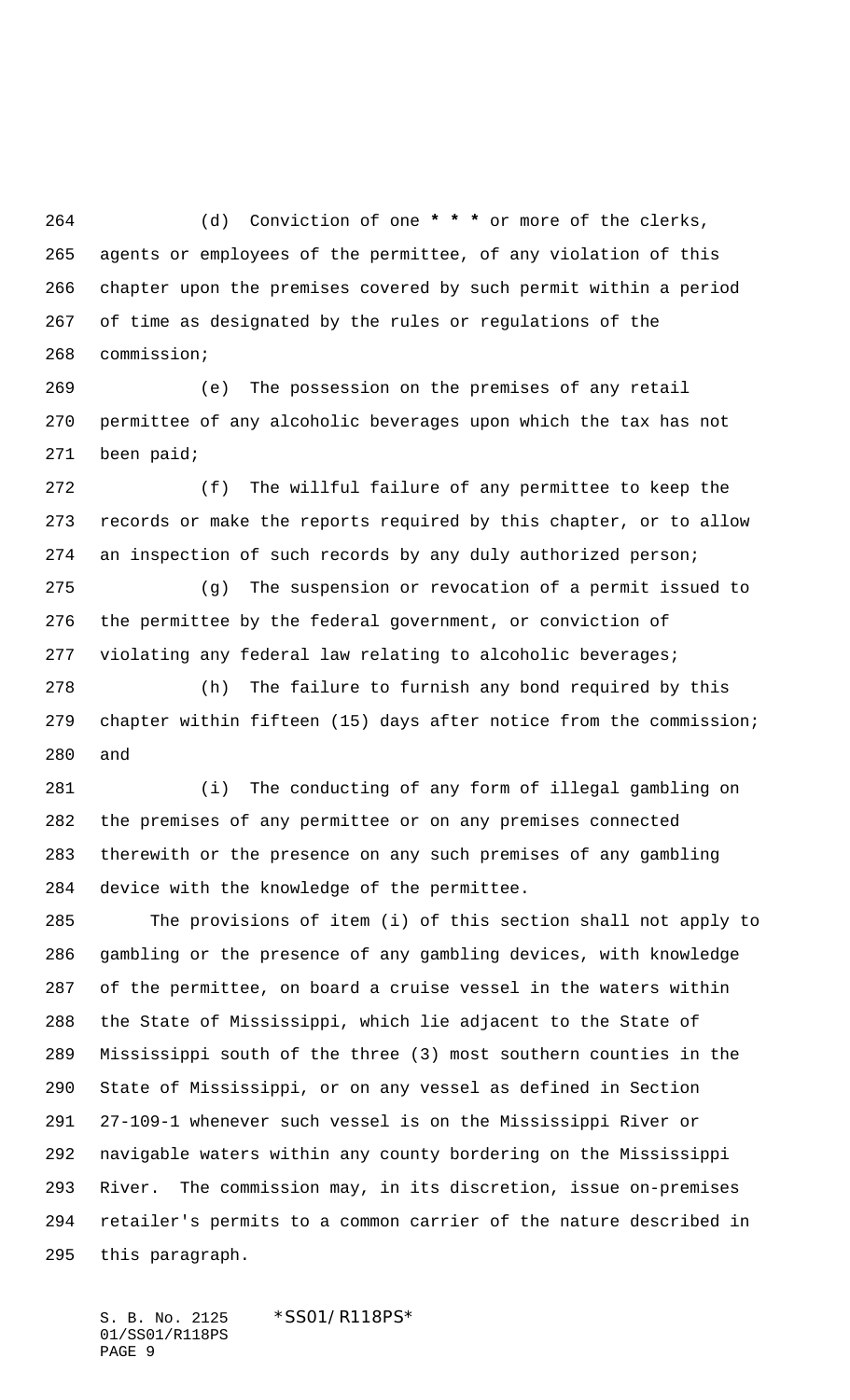(d) Conviction of one * * * or more of the clerks, agents or employees of the permittee, of any violation of this chapter upon the premises covered by such permit within a period of time as designated by the rules or regulations of the commission;

(e) The possession on the premises of any retail permittee of any alcoholic beverages upon which the tax has not been paid;

(f) The willful failure of any permittee to keep the records or make the reports required by this chapter, or to allow an inspection of such records by any duly authorized person;

(g) The suspension or revocation of a permit issued to the permittee by the federal government, or conviction of violating any federal law relating to alcoholic beverages;

(h) The failure to furnish any bond required by this chapter within fifteen (15) days after notice from the commission; and

(i) The conducting of any form of illegal gambling on the premises of any permittee or on any premises connected therewith or the presence on any such premises of any gambling device with the knowledge of the permittee.

The provisions of item (i) of this section shall not apply to gambling or the presence of any gambling devices, with knowledge of the permittee, on board a cruise vessel in the waters within the State of Mississippi, which lie adjacent to the State of Mississippi south of the three (3) most southern counties in the State of Mississippi, or on any vessel as defined in Section 27-109-1 whenever such vessel is on the Mississippi River or navigable waters within any county bordering on the Mississippi River. The commission may, in its discretion, issue on-premises retailer's permits to a common carrier of the nature described in this paragraph.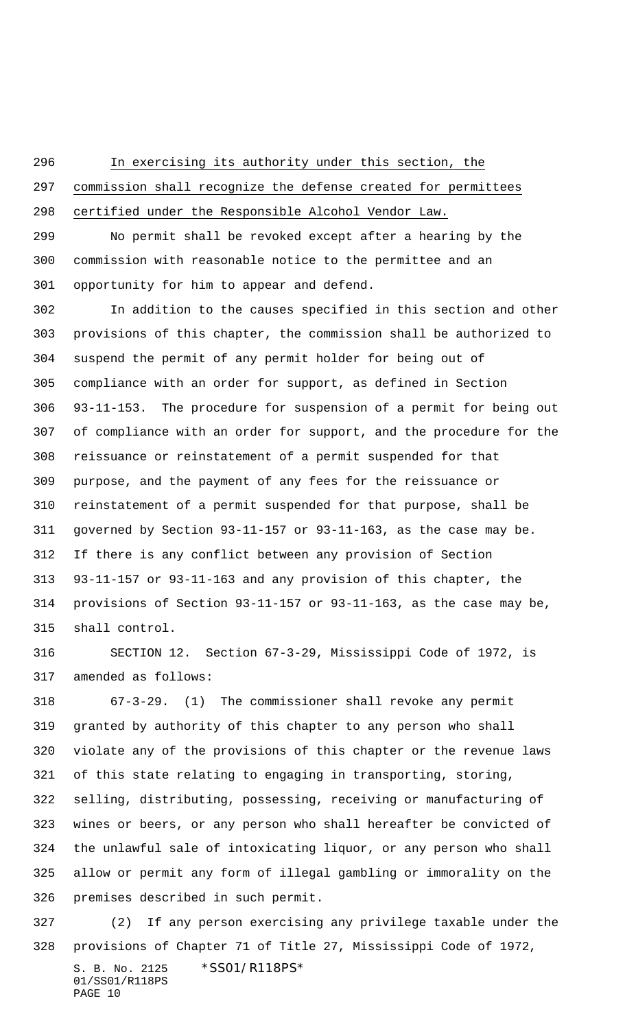In exercising its authority under this section, the commission shall recognize the defense created for permittees certified under the Responsible Alcohol Vendor Law.

No permit shall be revoked except after a hearing by the commission with reasonable notice to the permittee and an opportunity for him to appear and defend.

In addition to the causes specified in this section and other provisions of this chapter, the commission shall be authorized to suspend the permit of any permit holder for being out of compliance with an order for support, as defined in Section 93-11-153. The procedure for suspension of a permit for being out of compliance with an order for support, and the procedure for the reissuance or reinstatement of a permit suspended for that purpose, and the payment of any fees for the reissuance or reinstatement of a permit suspended for that purpose, shall be governed by Section 93-11-157 or 93-11-163, as the case may be. If there is any conflict between any provision of Section 93-11-157 or 93-11-163 and any provision of this chapter, the provisions of Section 93-11-157 or 93-11-163, as the case may be, shall control.

SECTION 12. Section 67-3-29, Mississippi Code of 1972, is amended as follows:

67-3-29. (1) The commissioner shall revoke any permit granted by authority of this chapter to any person who shall violate any of the provisions of this chapter or the revenue laws of this state relating to engaging in transporting, storing, selling, distributing, possessing, receiving or manufacturing of wines or beers, or any person who shall hereafter be convicted of the unlawful sale of intoxicating liquor, or any person who shall allow or permit any form of illegal gambling or immorality on the premises described in such permit.

(2) If any person exercising any privilege taxable under the provisions of Chapter 71 of Title 27, Mississippi Code of 1972,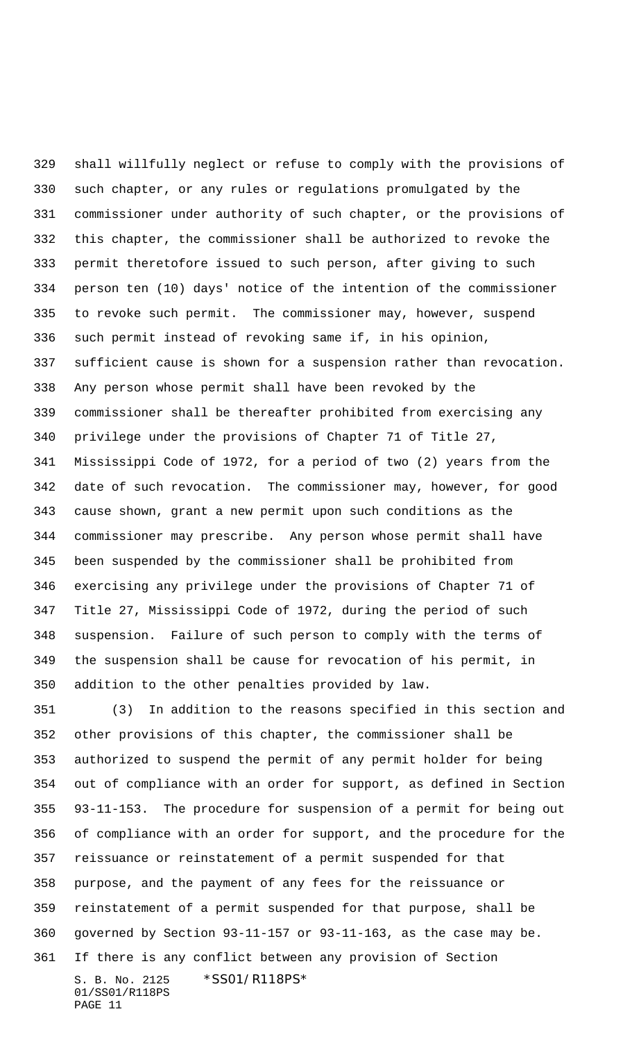shall willfully neglect or refuse to comply with the provisions of such chapter, or any rules or regulations promulgated by the commissioner under authority of such chapter, or the provisions of this chapter, the commissioner shall be authorized to revoke the permit theretofore issued to such person, after giving to such person ten (10) days' notice of the intention of the commissioner to revoke such permit. The commissioner may, however, suspend such permit instead of revoking same if, in his opinion, sufficient cause is shown for a suspension rather than revocation. Any person whose permit shall have been revoked by the commissioner shall be thereafter prohibited from exercising any privilege under the provisions of Chapter 71 of Title 27, Mississippi Code of 1972, for a period of two (2) years from the date of such revocation. The commissioner may, however, for good cause shown, grant a new permit upon such conditions as the commissioner may prescribe. Any person whose permit shall have been suspended by the commissioner shall be prohibited from exercising any privilege under the provisions of Chapter 71 of Title 27, Mississippi Code of 1972, during the period of such suspension. Failure of such person to comply with the terms of the suspension shall be cause for revocation of his permit, in addition to the other penalties provided by law.

(3) In addition to the reasons specified in this section and other provisions of this chapter, the commissioner shall be authorized to suspend the permit of any permit holder for being out of compliance with an order for support, as defined in Section 93-11-153. The procedure for suspension of a permit for being out of compliance with an order for support, and the procedure for the reissuance or reinstatement of a permit suspended for that purpose, and the payment of any fees for the reissuance or reinstatement of a permit suspended for that purpose, shall be governed by Section 93-11-157 or 93-11-163, as the case may be. If there is any conflict between any provision of Section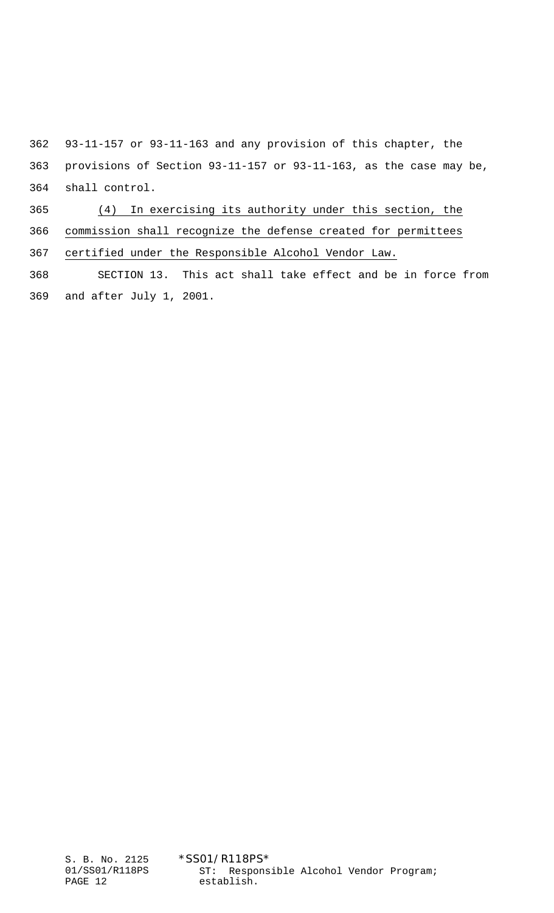93-11-157 or 93-11-163 and any provision of this chapter, the provisions of Section 93-11-157 or 93-11-163, as the case may be, shall control.

<u>(4) In exercising its authority under this section, the commission shall recognize the defense created for permittees certified under the Responsible Alcohol Vendor Law.</u>

SECTION 13. This act shall take effect and be in force from and after July 1, 2001.